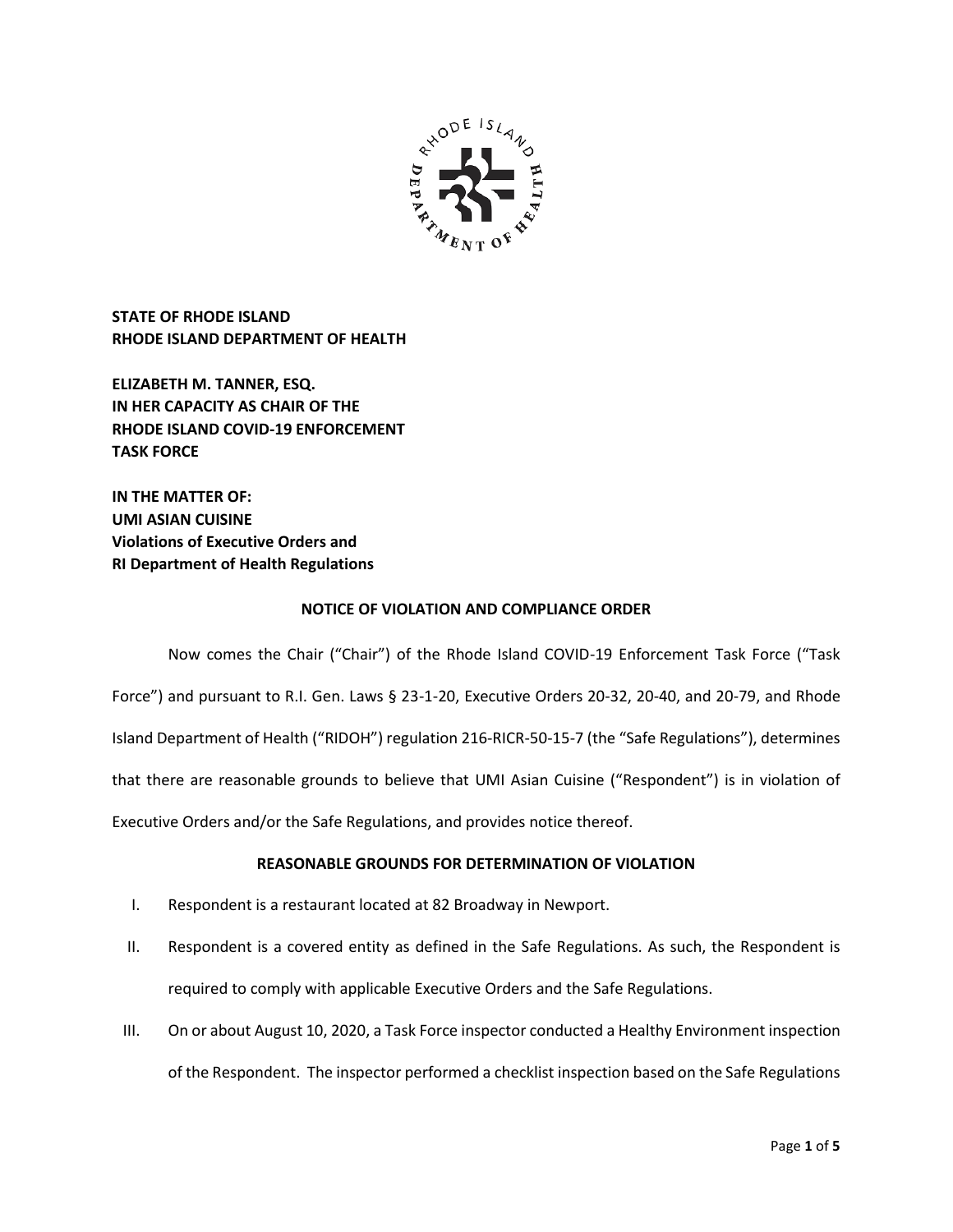**STATE OF RHODE ISLAND**
**RHODE ISLAND DEPARTMENT OF HEALTH**

**ELIZABETH M. TANNER, ESQ.**
**IN HER CAPACITY AS CHAIR OF THE**
**RHODE ISLAND COVID-19 ENFORCEMENT**
**TASK FORCE**

**IN THE MATTER OF:**
**UMI ASIAN CUISINE**
**Violations of Executive Orders and**
**RI Department of Health Regulations**

## NOTICE OF VIOLATION AND COMPLIANCE ORDER

Now comes the Chair ("Chair") of the Rhode Island COVID-19 Enforcement Task Force ("Task Force") and pursuant to R.I. Gen. Laws § 23-1-20, Executive Orders 20-32, 20-40, and 20-79, and Rhode Island Department of Health ("RIDOH") regulation 216-RICR-50-15-7 (the "Safe Regulations"), determines that there are reasonable grounds to believe that UMI Asian Cuisine ("Respondent") is in violation of Executive Orders and/or the Safe Regulations, and provides notice thereof.

## REASONABLE GROUNDS FOR DETERMINATION OF VIOLATION

I. Respondent is a restaurant located at 82 Broadway in Newport.

II. Respondent is a covered entity as defined in the Safe Regulations. As such, the Respondent is required to comply with applicable Executive Orders and the Safe Regulations.

III. On or about August 10, 2020, a Task Force inspector conducted a Healthy Environment inspection of the Respondent. The inspector performed a checklist inspection based on the Safe Regulations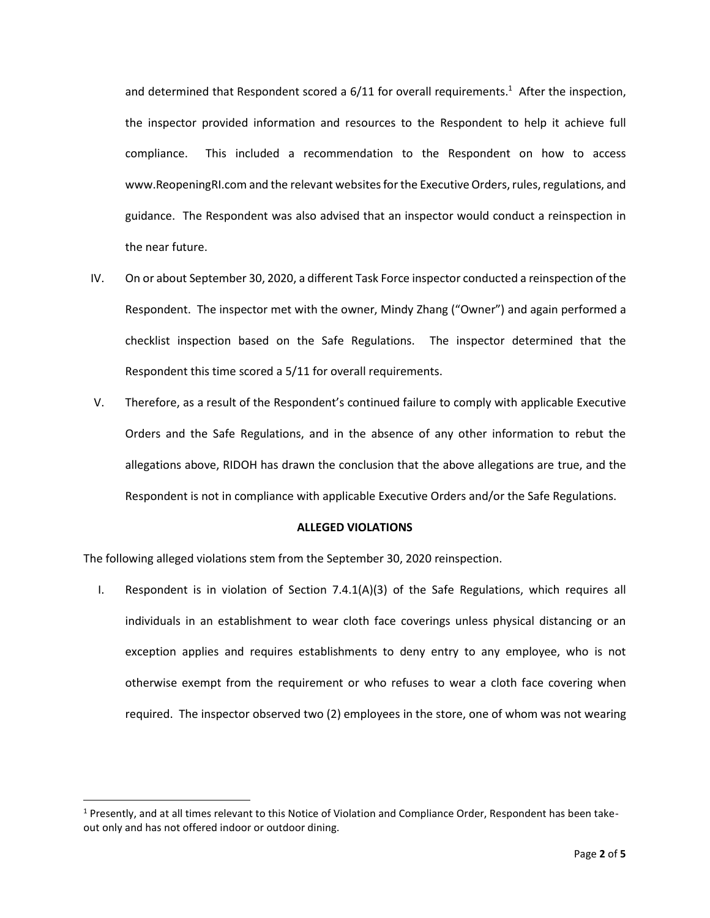and determined that Respondent scored a 6/11 for overall requirements.[1] After the inspection, the inspector provided information and resources to the Respondent to help it achieve full compliance. This included a recommendation to the Respondent on how to access www.ReopeningRI.com and the relevant websites for the Executive Orders, rules, regulations, and guidance. The Respondent was also advised that an inspector would conduct a reinspection in the near future.

IV. On or about September 30, 2020, a different Task Force inspector conducted a reinspection of the Respondent. The inspector met with the owner, Mindy Zhang ("Owner") and again performed a checklist inspection based on the Safe Regulations. The inspector determined that the Respondent this time scored a 5/11 for overall requirements.

V. Therefore, as a result of the Respondent's continued failure to comply with applicable Executive Orders and the Safe Regulations, and in the absence of any other information to rebut the allegations above, RIDOH has drawn the conclusion that the above allegations are true, and the Respondent is not in compliance with applicable Executive Orders and/or the Safe Regulations.

**ALLEGED VIOLATIONS**

The following alleged violations stem from the September 30, 2020 reinspection.

I. Respondent is in violation of Section 7.4.1(A)(3) of the Safe Regulations, which requires all individuals in an establishment to wear cloth face coverings unless physical distancing or an exception applies and requires establishments to deny entry to any employee, who is not otherwise exempt from the requirement or who refuses to wear a cloth face covering when required. The inspector observed two (2) employees in the store, one of whom was not wearing

[1] Presently, and at all times relevant to this Notice of Violation and Compliance Order, Respondent has been take-out only and has not offered indoor or outdoor dining.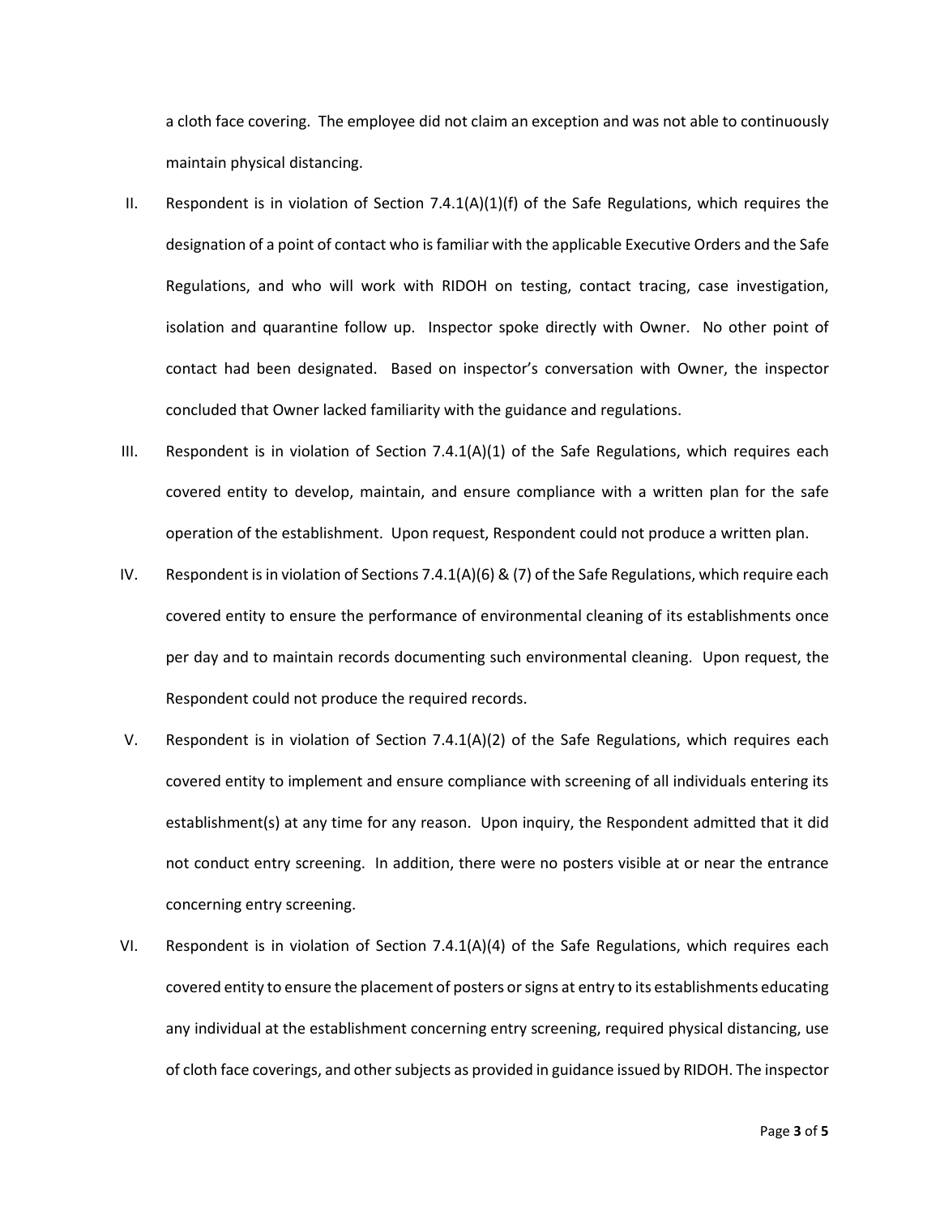a cloth face covering. The employee did not claim an exception and was not able to continuously maintain physical distancing.

II. Respondent is in violation of Section 7.4.1(A)(1)(f) of the Safe Regulations, which requires the designation of a point of contact who is familiar with the applicable Executive Orders and the Safe Regulations, and who will work with RIDOH on testing, contact tracing, case investigation, isolation and quarantine follow up. Inspector spoke directly with Owner. No other point of contact had been designated. Based on inspector's conversation with Owner, the inspector concluded that Owner lacked familiarity with the guidance and regulations.

III. Respondent is in violation of Section 7.4.1(A)(1) of the Safe Regulations, which requires each covered entity to develop, maintain, and ensure compliance with a written plan for the safe operation of the establishment. Upon request, Respondent could not produce a written plan.

IV. Respondent is in violation of Sections 7.4.1(A)(6) & (7) of the Safe Regulations, which require each covered entity to ensure the performance of environmental cleaning of its establishments once per day and to maintain records documenting such environmental cleaning. Upon request, the Respondent could not produce the required records.

V. Respondent is in violation of Section 7.4.1(A)(2) of the Safe Regulations, which requires each covered entity to implement and ensure compliance with screening of all individuals entering its establishment(s) at any time for any reason. Upon inquiry, the Respondent admitted that it did not conduct entry screening. In addition, there were no posters visible at or near the entrance concerning entry screening.

VI. Respondent is in violation of Section 7.4.1(A)(4) of the Safe Regulations, which requires each covered entity to ensure the placement of posters or signs at entry to its establishments educating any individual at the establishment concerning entry screening, required physical distancing, use of cloth face coverings, and other subjects as provided in guidance issued by RIDOH. The inspector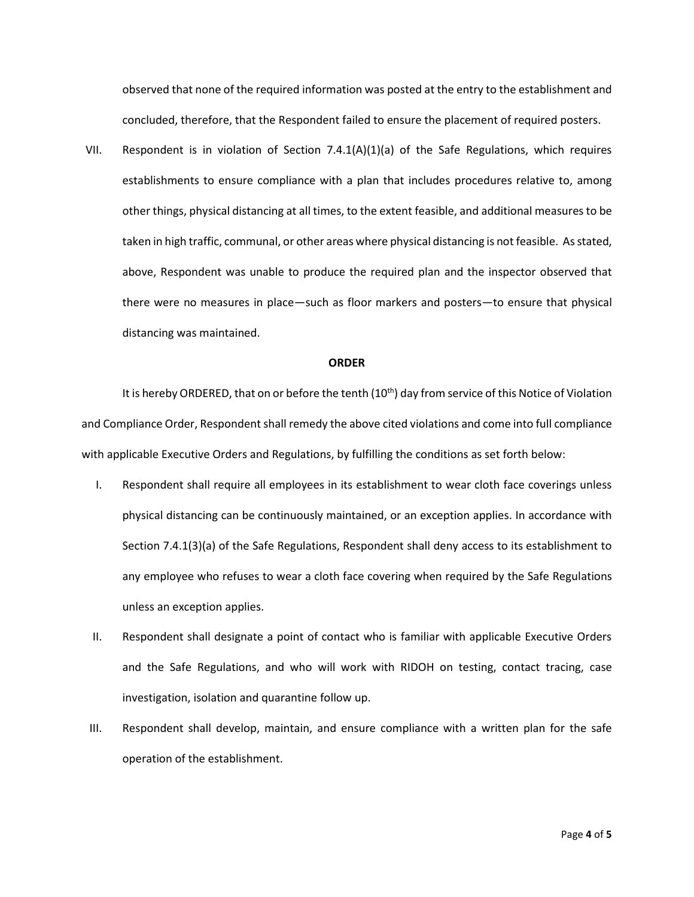observed that none of the required information was posted at the entry to the establishment and concluded, therefore, that the Respondent failed to ensure the placement of required posters.

VII. Respondent is in violation of Section 7.4.1(A)(1)(a) of the Safe Regulations, which requires establishments to ensure compliance with a plan that includes procedures relative to, among other things, physical distancing at all times, to the extent feasible, and additional measures to be taken in high traffic, communal, or other areas where physical distancing is not feasible. As stated, above, Respondent was unable to produce the required plan and the inspector observed that there were no measures in place—such as floor markers and posters—to ensure that physical distancing was maintained.

**ORDER**

It is hereby ORDERED, that on or before the tenth (10th) day from service of this Notice of Violation and Compliance Order, Respondent shall remedy the above cited violations and come into full compliance with applicable Executive Orders and Regulations, by fulfilling the conditions as set forth below:

I. Respondent shall require all employees in its establishment to wear cloth face coverings unless physical distancing can be continuously maintained, or an exception applies. In accordance with Section 7.4.1(3)(a) of the Safe Regulations, Respondent shall deny access to its establishment to any employee who refuses to wear a cloth face covering when required by the Safe Regulations unless an exception applies.

II. Respondent shall designate a point of contact who is familiar with applicable Executive Orders and the Safe Regulations, and who will work with RIDOH on testing, contact tracing, case investigation, isolation and quarantine follow up.

III. Respondent shall develop, maintain, and ensure compliance with a written plan for the safe operation of the establishment.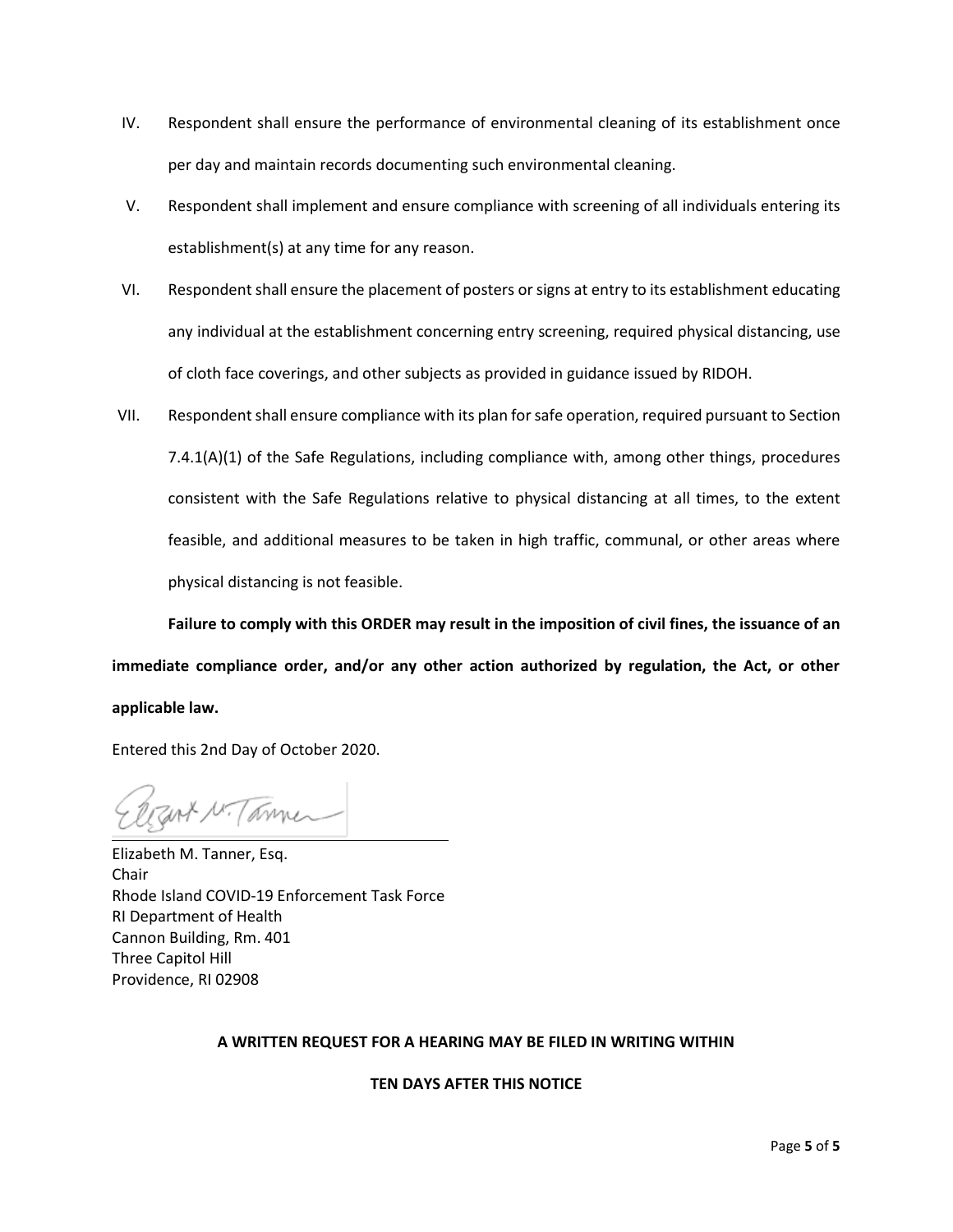IV. Respondent shall ensure the performance of environmental cleaning of its establishment once per day and maintain records documenting such environmental cleaning.

V. Respondent shall implement and ensure compliance with screening of all individuals entering its establishment(s) at any time for any reason.

VI. Respondent shall ensure the placement of posters or signs at entry to its establishment educating any individual at the establishment concerning entry screening, required physical distancing, use of cloth face coverings, and other subjects as provided in guidance issued by RIDOH.

VII. Respondent shall ensure compliance with its plan for safe operation, required pursuant to Section 7.4.1(A)(1) of the Safe Regulations, including compliance with, among other things, procedures consistent with the Safe Regulations relative to physical distancing at all times, to the extent feasible, and additional measures to be taken in high traffic, communal, or other areas where physical distancing is not feasible.

**Failure to comply with this ORDER may result in the imposition of civil fines, the issuance of an immediate compliance order, and/or any other action authorized by regulation, the Act, or other applicable law.**

Entered this 2nd Day of October 2020.

Elizabeth M. Tanner, Esq.
Chair
Rhode Island COVID-19 Enforcement Task Force
RI Department of Health
Cannon Building, Rm. 401
Three Capitol Hill
Providence, RI 02908

**A WRITTEN REQUEST FOR A HEARING MAY BE FILED IN WRITING WITHIN**

**TEN DAYS AFTER THIS NOTICE**